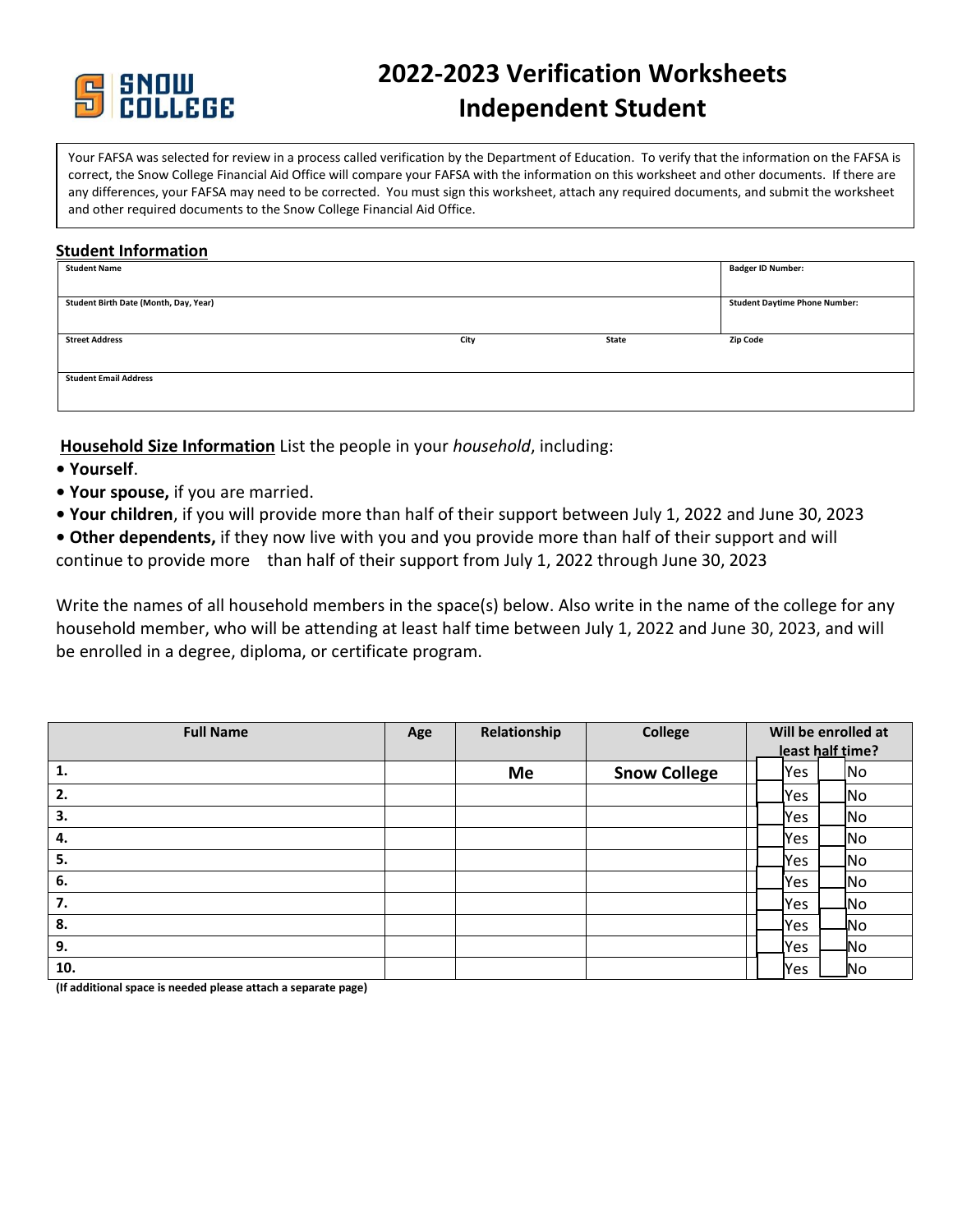# 2022-2023 Verification Worksheets Independent Student

Your FAFSA was selected for review in a process called verification by the Department of Education. To verify that the information on the FAFSA is correct, the Snow College Financial Aid Office will compare your FAFSA with the information on this worksheet and other documents. If there are any differences, your FAFSA may need to be corrected. You must sign this worksheet, attach any required documents, and submit the worksheet and other required documents to the Snow College Financial Aid Office.

## Student Information

| Student Name | | | Badger ID Number: |
|---|---|---|---|
| **Student Birth Date (Month, Day, Year)** | | | **Student Daytime Phone Number:** |
| **Street Address** | **City** | **State** | **Zip Code** |
| **Student Email Address** | | | |

**Household Size Information** List the people in your *household*, including:

- **Yourself**.
- **Your spouse,** if you are married.
- **Your children**, if you will provide more than half of their support between July 1, 2022 and June 30, 2023
- **Other dependents,** if they now live with you and you provide more than half of their support and will continue to provide more than half of their support from July 1, 2022 through June 30, 2023

Write the names of all household members in the space(s) below. Also write in the name of the college for any household member, who will be attending at least half time between July 1, 2022 and June 30, 2023, and will be enrolled in a degree, diploma, or certificate program.

| Full Name | Age | Relationship | College | Will be enrolled at least half time? |
|---|---|---|---|---|
| 1. | | Me | Snow College | ☐ Yes ☐ No |
| 2. | | | | ☐ Yes ☐ No |
| 3. | | | | ☐ Yes ☐ No |
| 4. | | | | ☐ Yes ☐ No |
| 5. | | | | ☐ Yes ☐ No |
| 6. | | | | ☐ Yes ☐ No |
| 7. | | | | ☐ Yes ☐ No |
| 8. | | | | ☐ Yes ☐ No |
| 9. | | | | ☐ Yes ☐ No |
| 10. | | | | ☐ Yes ☐ No |

**(If additional space is needed please attach a separate page)**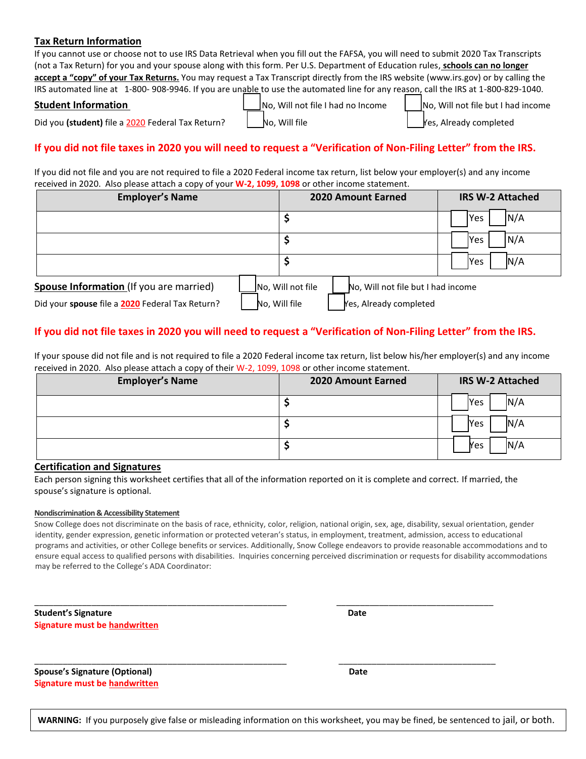**Tax Return Information**

If you cannot use or choose not to use IRS Data Retrieval when you fill out the FAFSA, you will need to submit 2020 Tax Transcripts (not a Tax Return) for you and your spouse along with this form. Per U.S. Department of Education rules, **schools can no longer accept a "copy" of your Tax Returns.** You may request a Tax Transcript directly from the IRS website (www.irs.gov) or by calling the IRS automated line at 1-800- 908-9946. If you are unable to use the automated line for any reason, call the IRS at 1-800-829-1040.

**Student Information**

Did you **(student)** file a 2020 Federal Tax Return?

☐ No, Will not file I had no Income ☐ No, Will not file but I had income

☐ No, Will file ☐ Yes, Already completed

**If you did not file taxes in 2020 you will need to request a "Verification of Non-Filing Letter" from the IRS.**

If you did not file and you are not required to file a 2020 Federal income tax return, list below your employer(s) and any income received in 2020. Also please attach a copy of your **W-2, 1099, 1098** or other income statement.

| Employer's Name | 2020 Amount Earned | IRS W-2 Attached |
|---|---|---|
| | $ | ☐ Yes ☐ N/A |
| | $ | ☐ Yes ☐ N/A |
| | $ | ☐ Yes ☐ N/A |

**Spouse Information** (If you are married)

Did your **spouse** file a **2020** Federal Tax Return?

☐ No, Will not file ☐ No, Will not file but I had income

☐ No, Will file ☐ Yes, Already completed

**If you did not file taxes in 2020 you will need to request a "Verification of Non-Filing Letter" from the IRS.**

If your spouse did not file and is not required to file a 2020 Federal income tax return, list below his/her employer(s) and any income received in 2020. Also please attach a copy of their W-2, 1099, 1098 or other income statement.

| Employer's Name | 2020 Amount Earned | IRS W-2 Attached |
|---|---|---|
| | $ | ☐ Yes ☐ N/A |
| | $ | ☐ Yes ☐ N/A |
| | $ | ☐ Yes ☐ N/A |

**Certification and Signatures**

Each person signing this worksheet certifies that all of the information reported on it is complete and correct. If married, the spouse's signature is optional.

**Nondiscrimination & Accessibility Statement**

Snow College does not discriminate on the basis of race, ethnicity, color, religion, national origin, sex, age, disability, sexual orientation, gender identity, gender expression, genetic information or protected veteran's status, in employment, treatment, admission, access to educational programs and activities, or other College benefits or services. Additionally, Snow College endeavors to provide reasonable accommodations and to ensure equal access to qualified persons with disabilities. Inquiries concerning perceived discrimination or requests for disability accommodations may be referred to the College's ADA Coordinator:

\_\_\_\_\_\_\_\_\_\_\_\_\_\_\_\_\_\_\_\_\_\_\_\_\_\_\_\_\_\_\_\_\_\_\_\_\_\_\_\_ \_\_\_\_\_\_\_\_\_\_\_\_\_\_\_\_\_\_\_\_\_\_\_\_\_\_\_\_

**Student's Signature** **Date**

**Signature must be handwritten**

\_\_\_\_\_\_\_\_\_\_\_\_\_\_\_\_\_\_\_\_\_\_\_\_\_\_\_\_\_\_\_\_\_\_\_\_\_\_\_\_ \_\_\_\_\_\_\_\_\_\_\_\_\_\_\_\_\_\_\_\_\_\_\_\_\_\_\_\_

**Spouse's Signature (Optional)** **Date**

**Signature must be handwritten**

**WARNING:** If you purposely give false or misleading information on this worksheet, you may be fined, be sentenced to jail, or both.